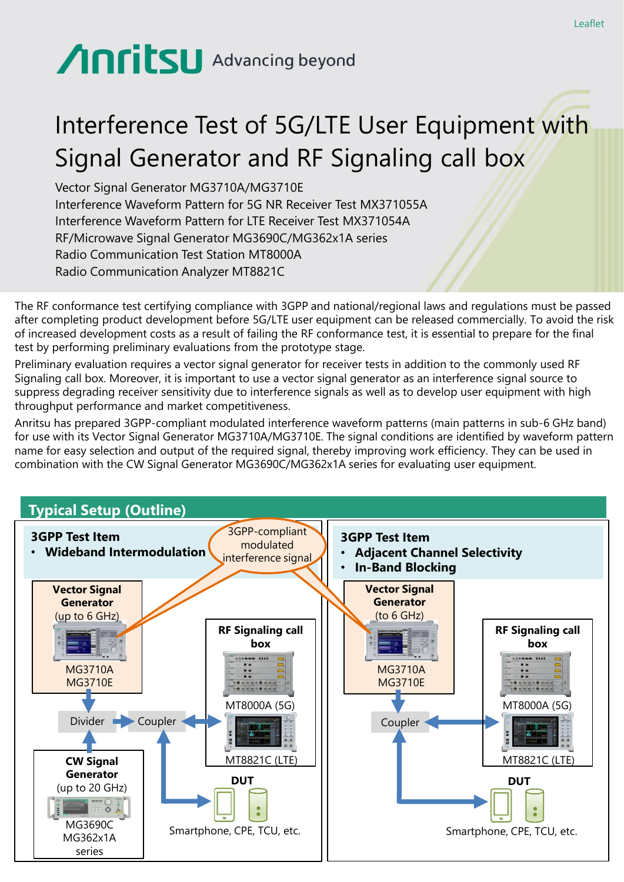Leaflet

Anritsu Advancing beyond

# Interference Test of 5G/LTE User Equipment with Signal Generator and RF Signaling call box

Vector Signal Generator MG3710A/MG3710E
Interference Waveform Pattern for 5G NR Receiver Test MX371055A
Interference Waveform Pattern for LTE Receiver Test MX371054A
RF/Microwave Signal Generator MG3690C/MG362x1A series
Radio Communication Test Station MT8000A
Radio Communication Analyzer MT8821C

The RF conformance test certifying compliance with 3GPP and national/regional laws and regulations must be passed after completing product development before 5G/LTE user equipment can be released commercially. To avoid the risk of increased development costs as a result of failing the RF conformance test, it is essential to prepare for the final test by performing preliminary evaluations from the prototype stage.

Preliminary evaluation requires a vector signal generator for receiver tests in addition to the commonly used RF Signaling call box. Moreover, it is important to use a vector signal generator as an interference signal source to suppress degrading receiver sensitivity due to interference signals as well as to develop user equipment with high throughput performance and market competitiveness.

Anritsu has prepared 3GPP-compliant modulated interference waveform patterns (main patterns in sub-6 GHz band) for use with its Vector Signal Generator MG3710A/MG3710E. The signal conditions are identified by waveform pattern name for easy selection and output of the required signal, thereby improving work efficiency. They can be used in combination with the CW Signal Generator MG3690C/MG362x1A series for evaluating user equipment.

## Typical Setup (Outline)

**3GPP Test Item**
- **Wideband Intermodulation**

3GPP-compliant modulated interference signal

**Vector Signal Generator** (up to 6 GHz)
MG3710A
MG3710E

**RF Signaling call box**
MT8000A (5G)
MT8821C (LTE)

Divider → Coupler

**CW Signal Generator** (up to 20 GHz)
MG3690C
MG362x1A series

**DUT**
Smartphone, CPE, TCU, etc.

**3GPP Test Item**
- **Adjacent Channel Selectivity**
- **In-Band Blocking**

**Vector Signal Generator** (to 6 GHz)
MG3710A
MG3710E

**RF Signaling call box**
MT8000A (5G)
MT8821C (LTE)

Coupler

**DUT**
Smartphone, CPE, TCU, etc.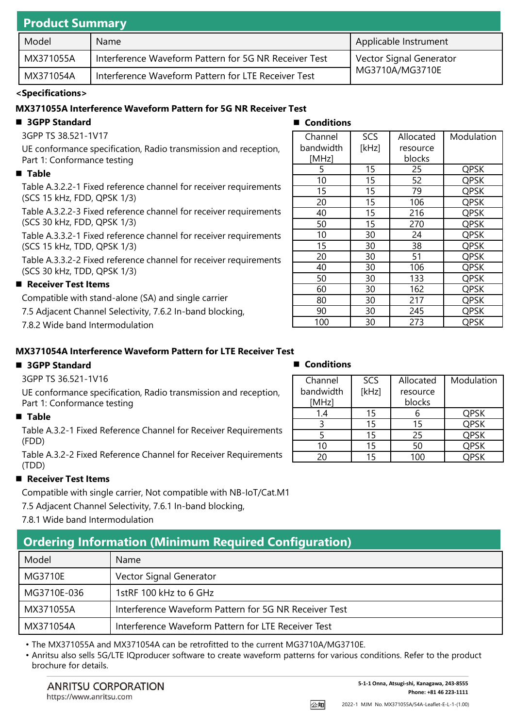## Product Summary

| Model | Name | Applicable Instrument |
|---|---|---|
| MX371055A | Interference Waveform Pattern for 5G NR Receiver Test | Vector Signal Generator MG3710A/MG3710E |
| MX371054A | Interference Waveform Pattern for LTE Receiver Test | |

**<Specifications>**

### MX371055A Interference Waveform Pattern for 5G NR Receiver Test

#### ■ 3GPP Standard

3GPP TS 38.521-1V17

UE conformance specification, Radio transmission and reception, Part 1: Conformance testing

#### ■ Table

Table A.3.2.2-1 Fixed reference channel for receiver requirements (SCS 15 kHz, FDD, QPSK 1/3)

Table A.3.2.2-3 Fixed reference channel for receiver requirements (SCS 30 kHz, FDD, QPSK 1/3)

Table A.3.3.2-1 Fixed reference channel for receiver requirements (SCS 15 kHz, TDD, QPSK 1/3)

Table A.3.3.2-2 Fixed reference channel for receiver requirements (SCS 30 kHz, TDD, QPSK 1/3)

#### ■ Receiver Test Items

Compatible with stand-alone (SA) and single carrier

7.5 Adjacent Channel Selectivity, 7.6.2 In-band blocking,

7.8.2 Wide band Intermodulation

#### ■ Conditions

| Channel bandwidth [MHz] | SCS [kHz] | Allocated resource blocks | Modulation |
|---|---|---|---|
| 5 | 15 | 25 | QPSK |
| 10 | 15 | 52 | QPSK |
| 15 | 15 | 79 | QPSK |
| 20 | 15 | 106 | QPSK |
| 40 | 15 | 216 | QPSK |
| 50 | 15 | 270 | QPSK |
| 10 | 30 | 24 | QPSK |
| 15 | 30 | 38 | QPSK |
| 20 | 30 | 51 | QPSK |
| 40 | 30 | 106 | QPSK |
| 50 | 30 | 133 | QPSK |
| 60 | 30 | 162 | QPSK |
| 80 | 30 | 217 | QPSK |
| 90 | 30 | 245 | QPSK |
| 100 | 30 | 273 | QPSK |

### MX371054A Interference Waveform Pattern for LTE Receiver Test

#### ■ 3GPP Standard

3GPP TS 36.521-1V16

UE conformance specification, Radio transmission and reception, Part 1: Conformance testing

#### ■ Table

Table A.3.2-1 Fixed Reference Channel for Receiver Requirements (FDD)

Table A.3.2-2 Fixed Reference Channel for Receiver Requirements (TDD)

#### ■ Receiver Test Items

Compatible with single carrier, Not compatible with NB-IoT/Cat.M1

7.5 Adjacent Channel Selectivity, 7.6.1 In-band blocking,

7.8.1 Wide band Intermodulation

#### ■ Conditions

| Channel bandwidth [MHz] | SCS [kHz] | Allocated resource blocks | Modulation |
|---|---|---|---|
| 1.4 | 15 | 6 | QPSK |
| 3 | 15 | 15 | QPSK |
| 5 | 15 | 25 | QPSK |
| 10 | 15 | 50 | QPSK |
| 20 | 15 | 100 | QPSK |

## Ordering Information (Minimum Required Configuration)

| Model | Name |
|---|---|
| MG3710E | Vector Signal Generator |
| MG3710E-036 | 1stRF 100 kHz to 6 GHz |
| MX371055A | Interference Waveform Pattern for 5G NR Receiver Test |
| MX371054A | Interference Waveform Pattern for LTE Receiver Test |

- The MX371055A and MX371054A can be retrofitted to the current MG3710A/MG3710E.
- Anritsu also sells 5G/LTE IQproducer software to create waveform patterns for various conditions. Refer to the product brochure for details.

ANRITSU CORPORATION
https://www.anritsu.com

5-1-1 Onna, Atsugi-shi, Kanagawa, 243-8555
Phone: +81 46 223-1111

公知 2022-1 MJM No. MX371055A/54A-Leaflet-E-L-1-(1.00)